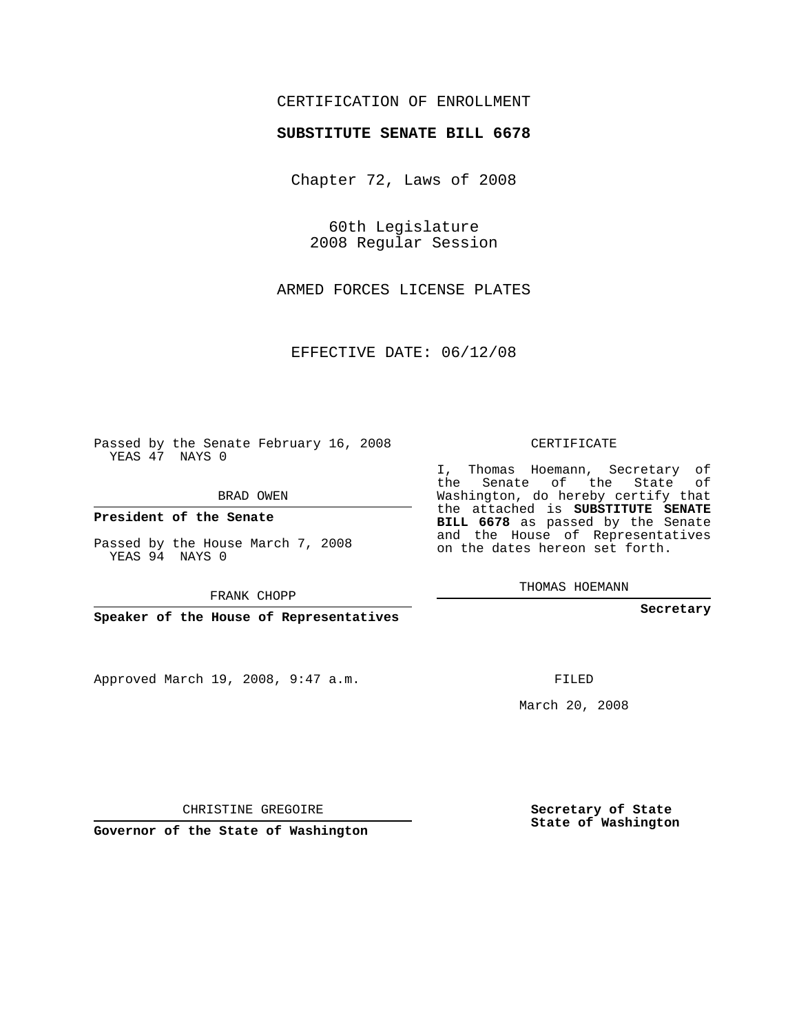CERTIFICATION OF ENROLLMENT

**SUBSTITUTE SENATE BILL 6678**

Chapter 72, Laws of 2008

60th Legislature
2008 Regular Session

ARMED FORCES LICENSE PLATES

EFFECTIVE DATE: 06/12/08

Passed by the Senate February 16, 2008
YEAS 47 NAYS 0

BRAD OWEN

**President of the Senate**

Passed by the House March 7, 2008
YEAS 94 NAYS 0

FRANK CHOPP

**Speaker of the House of Representatives**

Approved March 19, 2008, 9:47 a.m.

CHRISTINE GREGOIRE

**Governor of the State of Washington**

CERTIFICATE

I, Thomas Hoemann, Secretary of the Senate of the State of Washington, do hereby certify that the attached is **SUBSTITUTE SENATE BILL 6678** as passed by the Senate and the House of Representatives on the dates hereon set forth.

THOMAS HOEMANN

**Secretary**

FILED

March 20, 2008

**Secretary of State**
**State of Washington**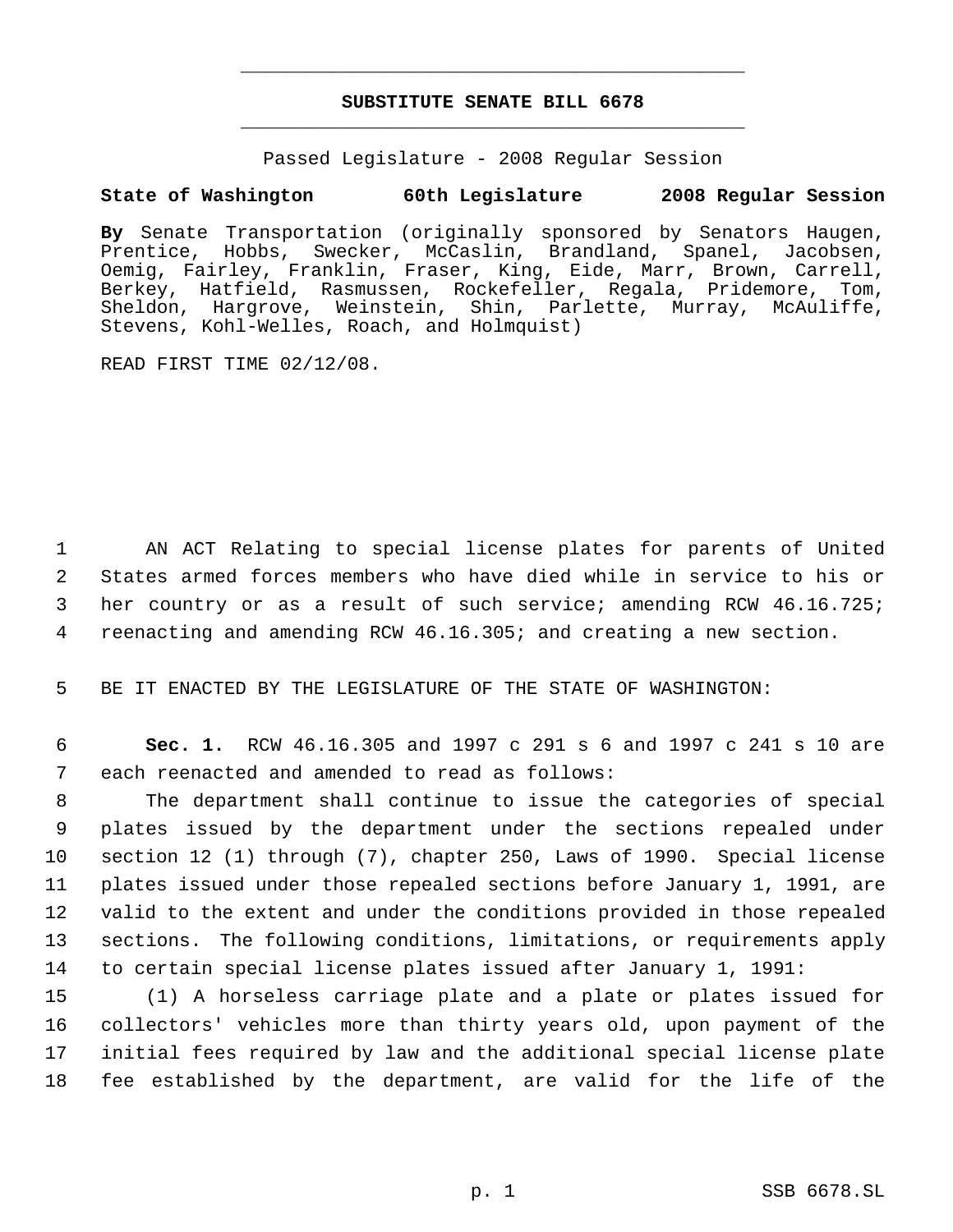**SUBSTITUTE SENATE BILL 6678**

Passed Legislature - 2008 Regular Session

**State of Washington 60th Legislature 2008 Regular Session**

**By** Senate Transportation (originally sponsored by Senators Haugen, Prentice, Hobbs, Swecker, McCaslin, Brandland, Spanel, Jacobsen, Oemig, Fairley, Franklin, Fraser, King, Eide, Marr, Brown, Carrell, Berkey, Hatfield, Rasmussen, Rockefeller, Regala, Pridemore, Tom, Sheldon, Hargrove, Weinstein, Shin, Parlette, Murray, McAuliffe, Stevens, Kohl-Welles, Roach, and Holmquist)

READ FIRST TIME 02/12/08.

AN ACT Relating to special license plates for parents of United States armed forces members who have died while in service to his or her country or as a result of such service; amending RCW 46.16.725; reenacting and amending RCW 46.16.305; and creating a new section.

BE IT ENACTED BY THE LEGISLATURE OF THE STATE OF WASHINGTON:

**Sec. 1.** RCW 46.16.305 and 1997 c 291 s 6 and 1997 c 241 s 10 are each reenacted and amended to read as follows:

The department shall continue to issue the categories of special plates issued by the department under the sections repealed under section 12 (1) through (7), chapter 250, Laws of 1990. Special license plates issued under those repealed sections before January 1, 1991, are valid to the extent and under the conditions provided in those repealed sections. The following conditions, limitations, or requirements apply to certain special license plates issued after January 1, 1991:

(1) A horseless carriage plate and a plate or plates issued for collectors' vehicles more than thirty years old, upon payment of the initial fees required by law and the additional special license plate fee established by the department, are valid for the life of the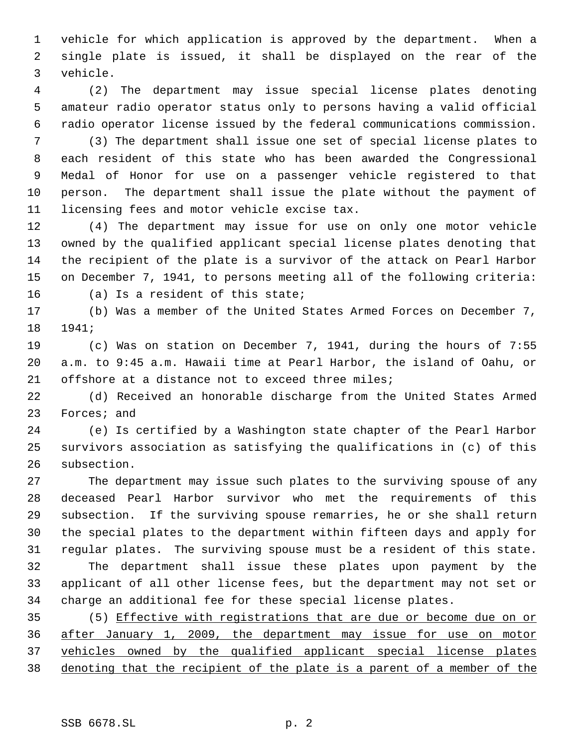vehicle for which application is approved by the department. When a single plate is issued, it shall be displayed on the rear of the vehicle.

(2) The department may issue special license plates denoting amateur radio operator status only to persons having a valid official radio operator license issued by the federal communications commission.

(3) The department shall issue one set of special license plates to each resident of this state who has been awarded the Congressional Medal of Honor for use on a passenger vehicle registered to that person. The department shall issue the plate without the payment of licensing fees and motor vehicle excise tax.

(4) The department may issue for use on only one motor vehicle owned by the qualified applicant special license plates denoting that the recipient of the plate is a survivor of the attack on Pearl Harbor on December 7, 1941, to persons meeting all of the following criteria:

(a) Is a resident of this state;

(b) Was a member of the United States Armed Forces on December 7, 1941;

(c) Was on station on December 7, 1941, during the hours of 7:55 a.m. to 9:45 a.m. Hawaii time at Pearl Harbor, the island of Oahu, or offshore at a distance not to exceed three miles;

(d) Received an honorable discharge from the United States Armed Forces; and

(e) Is certified by a Washington state chapter of the Pearl Harbor survivors association as satisfying the qualifications in (c) of this subsection.

The department may issue such plates to the surviving spouse of any deceased Pearl Harbor survivor who met the requirements of this subsection. If the surviving spouse remarries, he or she shall return the special plates to the department within fifteen days and apply for regular plates. The surviving spouse must be a resident of this state.

The department shall issue these plates upon payment by the applicant of all other license fees, but the department may not set or charge an additional fee for these special license plates.

(5) <u>Effective with registrations that are due or become due on or after January 1, 2009, the department may issue for use on motor vehicles owned by the qualified applicant special license plates denoting that the recipient of the plate is a parent of a member of the</u>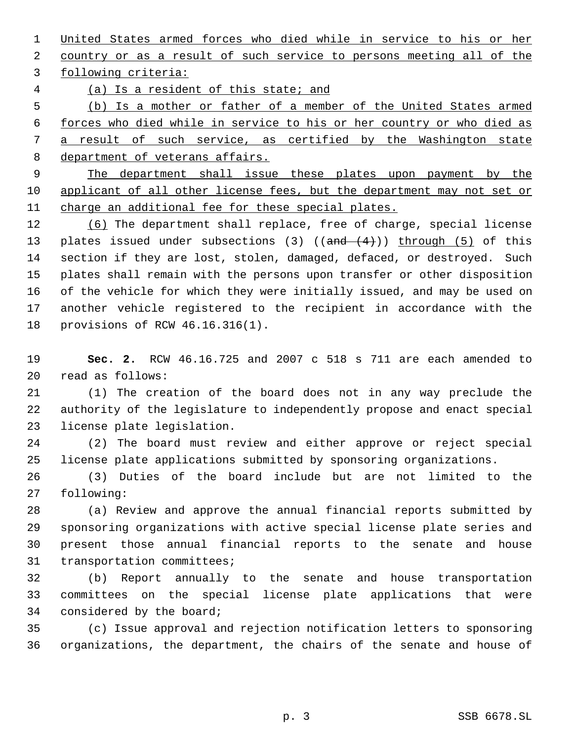United States armed forces who died while in service to his or her country or as a result of such service to persons meeting all of the following criteria:

(a) Is a resident of this state; and

(b) Is a mother or father of a member of the United States armed forces who died while in service to his or her country or who died as a result of such service, as certified by the Washington state department of veterans affairs.

The department shall issue these plates upon payment by the applicant of all other license fees, but the department may not set or charge an additional fee for these special plates.

(6) The department shall replace, free of charge, special license plates issued under subsections (3) ((~~and (4)~~)) through (5) of this section if they are lost, stolen, damaged, defaced, or destroyed. Such plates shall remain with the persons upon transfer or other disposition of the vehicle for which they were initially issued, and may be used on another vehicle registered to the recipient in accordance with the provisions of RCW 46.16.316(1).

**Sec. 2.** RCW 46.16.725 and 2007 c 518 s 711 are each amended to read as follows:

(1) The creation of the board does not in any way preclude the authority of the legislature to independently propose and enact special license plate legislation.

(2) The board must review and either approve or reject special license plate applications submitted by sponsoring organizations.

(3) Duties of the board include but are not limited to the following:

(a) Review and approve the annual financial reports submitted by sponsoring organizations with active special license plate series and present those annual financial reports to the senate and house transportation committees;

(b) Report annually to the senate and house transportation committees on the special license plate applications that were considered by the board;

(c) Issue approval and rejection notification letters to sponsoring organizations, the department, the chairs of the senate and house of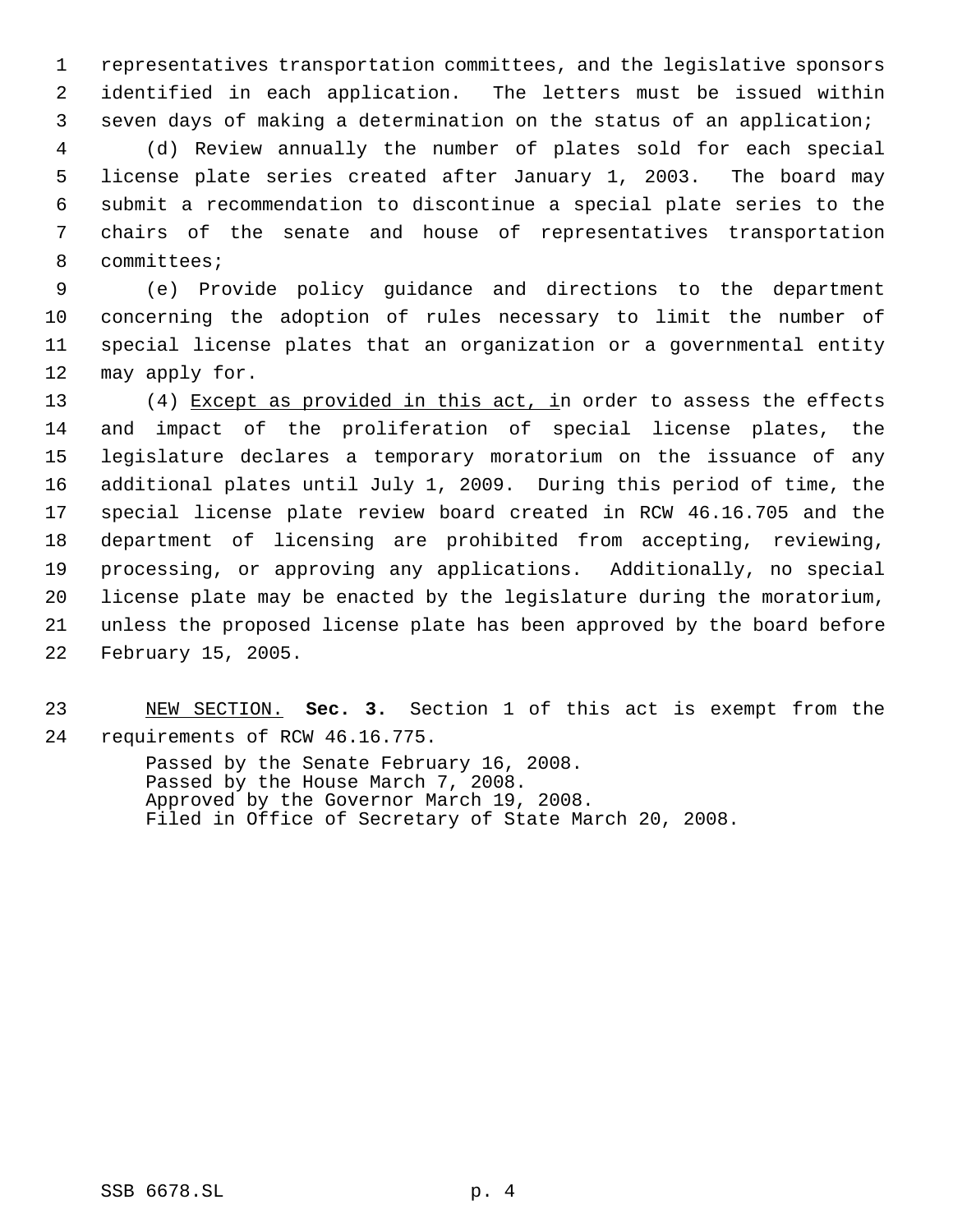representatives transportation committees, and the legislative sponsors identified in each application. The letters must be issued within seven days of making a determination on the status of an application;

(d) Review annually the number of plates sold for each special license plate series created after January 1, 2003. The board may submit a recommendation to discontinue a special plate series to the chairs of the senate and house of representatives transportation committees;

(e) Provide policy guidance and directions to the department concerning the adoption of rules necessary to limit the number of special license plates that an organization or a governmental entity may apply for.

(4) Except as provided in this act, in order to assess the effects and impact of the proliferation of special license plates, the legislature declares a temporary moratorium on the issuance of any additional plates until July 1, 2009. During this period of time, the special license plate review board created in RCW 46.16.705 and the department of licensing are prohibited from accepting, reviewing, processing, or approving any applications. Additionally, no special license plate may be enacted by the legislature during the moratorium, unless the proposed license plate has been approved by the board before February 15, 2005.

NEW SECTION. **Sec. 3.** Section 1 of this act is exempt from the requirements of RCW 46.16.775.

Passed by the Senate February 16, 2008.
Passed by the House March 7, 2008.
Approved by the Governor March 19, 2008.
Filed in Office of Secretary of State March 20, 2008.